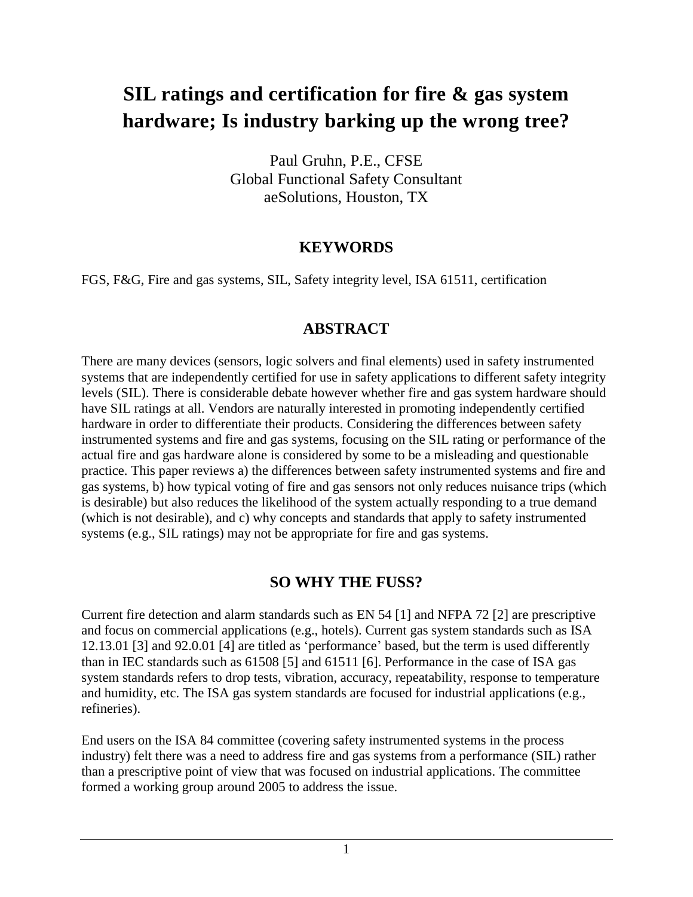# SIL ratings and certification for fire & gas system hardware; Is industry barking up the wrong tree?

Paul Gruhn, P.E., CFSE
Global Functional Safety Consultant
aeSolutions, Houston, TX

## KEYWORDS

FGS, F&G, Fire and gas systems, SIL, Safety integrity level, ISA 61511, certification

## ABSTRACT

There are many devices (sensors, logic solvers and final elements) used in safety instrumented systems that are independently certified for use in safety applications to different safety integrity levels (SIL). There is considerable debate however whether fire and gas system hardware should have SIL ratings at all. Vendors are naturally interested in promoting independently certified hardware in order to differentiate their products. Considering the differences between safety instrumented systems and fire and gas systems, focusing on the SIL rating or performance of the actual fire and gas hardware alone is considered by some to be a misleading and questionable practice. This paper reviews a) the differences between safety instrumented systems and fire and gas systems, b) how typical voting of fire and gas sensors not only reduces nuisance trips (which is desirable) but also reduces the likelihood of the system actually responding to a true demand (which is not desirable), and c) why concepts and standards that apply to safety instrumented systems (e.g., SIL ratings) may not be appropriate for fire and gas systems.

## SO WHY THE FUSS?

Current fire detection and alarm standards such as EN 54 [1] and NFPA 72 [2] are prescriptive and focus on commercial applications (e.g., hotels). Current gas system standards such as ISA 12.13.01 [3] and 92.0.01 [4] are titled as 'performance' based, but the term is used differently than in IEC standards such as 61508 [5] and 61511 [6]. Performance in the case of ISA gas system standards refers to drop tests, vibration, accuracy, repeatability, response to temperature and humidity, etc. The ISA gas system standards are focused for industrial applications (e.g., refineries).

End users on the ISA 84 committee (covering safety instrumented systems in the process industry) felt there was a need to address fire and gas systems from a performance (SIL) rather than a prescriptive point of view that was focused on industrial applications. The committee formed a working group around 2005 to address the issue.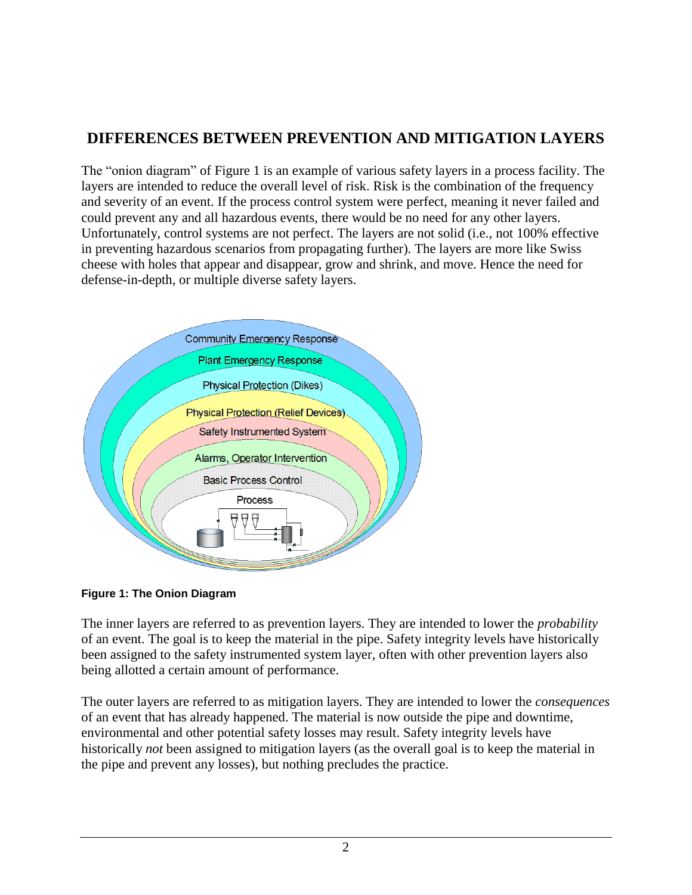## DIFFERENCES BETWEEN PREVENTION AND MITIGATION LAYERS

The "onion diagram" of Figure 1 is an example of various safety layers in a process facility. The layers are intended to reduce the overall level of risk. Risk is the combination of the frequency and severity of an event. If the process control system were perfect, meaning it never failed and could prevent any and all hazardous events, there would be no need for any other layers. Unfortunately, control systems are not perfect. The layers are not solid (i.e., not 100% effective in preventing hazardous scenarios from propagating further). The layers are more like Swiss cheese with holes that appear and disappear, grow and shrink, and move. Hence the need for defense-in-depth, or multiple diverse safety layers.

**Figure 1: The Onion Diagram**

The inner layers are referred to as prevention layers. They are intended to lower the *probability* of an event. The goal is to keep the material in the pipe. Safety integrity levels have historically been assigned to the safety instrumented system layer, often with other prevention layers also being allotted a certain amount of performance.

The outer layers are referred to as mitigation layers. They are intended to lower the *consequences* of an event that has already happened. The material is now outside the pipe and downtime, environmental and other potential safety losses may result. Safety integrity levels have historically *not* been assigned to mitigation layers (as the overall goal is to keep the material in the pipe and prevent any losses), but nothing precludes the practice.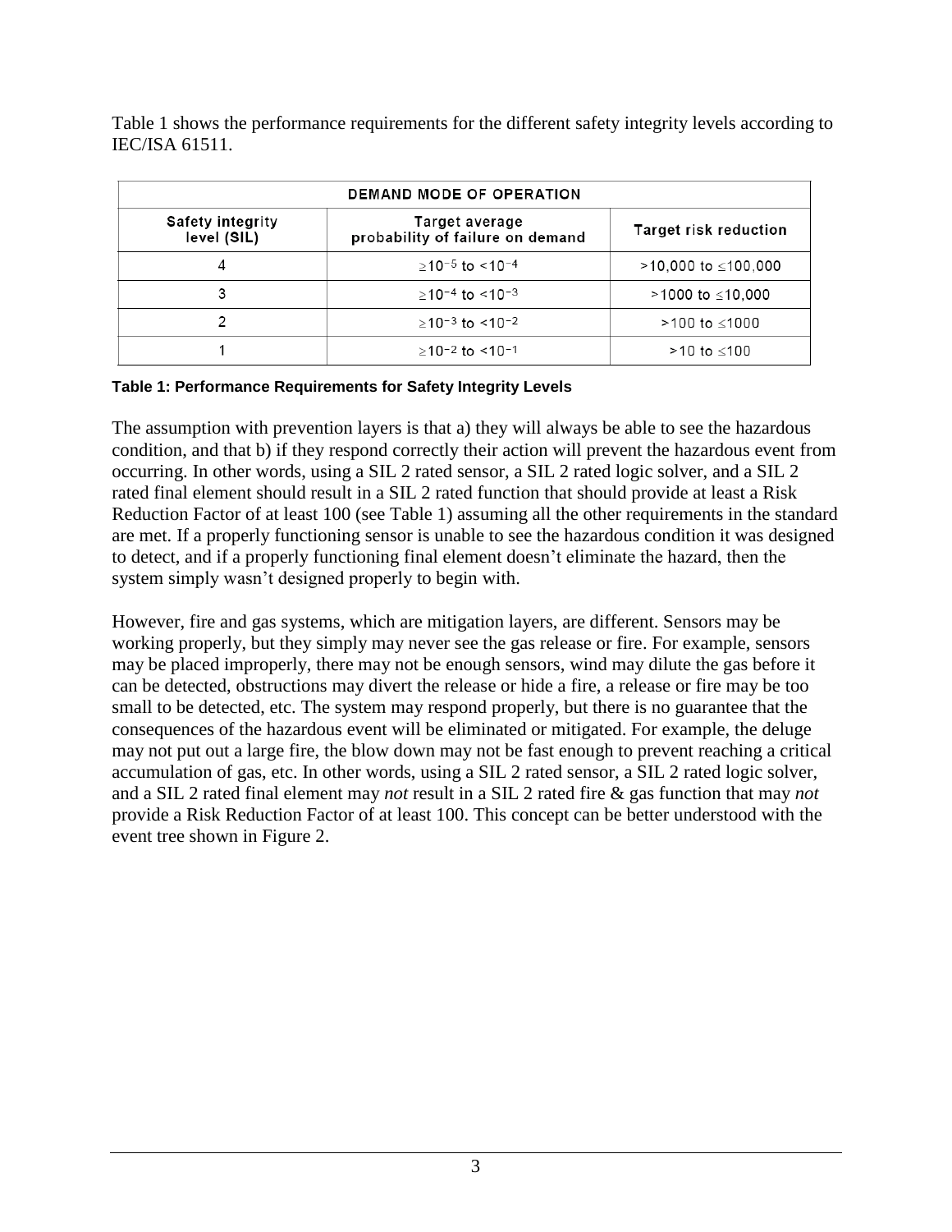Table 1 shows the performance requirements for the different safety integrity levels according to IEC/ISA 61511.

| DEMAND MODE OF OPERATION | | |
|---|---|---|
| Safety integrity level (SIL) | Target average probability of failure on demand | Target risk reduction |
| 4 | $\geq 10^{-5}$ to $< 10^{-4}$ | $>10{,}000$ to $\leq 100{,}000$ |
| 3 | $\geq 10^{-4}$ to $< 10^{-3}$ | $>1000$ to $\leq 10{,}000$ |
| 2 | $\geq 10^{-3}$ to $< 10^{-2}$ | $>100$ to $\leq 1000$ |
| 1 | $\geq 10^{-2}$ to $< 10^{-1}$ | $>10$ to $\leq 100$ |

**Table 1: Performance Requirements for Safety Integrity Levels**

The assumption with prevention layers is that a) they will always be able to see the hazardous condition, and that b) if they respond correctly their action will prevent the hazardous event from occurring. In other words, using a SIL 2 rated sensor, a SIL 2 rated logic solver, and a SIL 2 rated final element should result in a SIL 2 rated function that should provide at least a Risk Reduction Factor of at least 100 (see Table 1) assuming all the other requirements in the standard are met. If a properly functioning sensor is unable to see the hazardous condition it was designed to detect, and if a properly functioning final element doesn't eliminate the hazard, then the system simply wasn't designed properly to begin with.

However, fire and gas systems, which are mitigation layers, are different. Sensors may be working properly, but they simply may never see the gas release or fire. For example, sensors may be placed improperly, there may not be enough sensors, wind may dilute the gas before it can be detected, obstructions may divert the release or hide a fire, a release or fire may be too small to be detected, etc. The system may respond properly, but there is no guarantee that the consequences of the hazardous event will be eliminated or mitigated. For example, the deluge may not put out a large fire, the blow down may not be fast enough to prevent reaching a critical accumulation of gas, etc. In other words, using a SIL 2 rated sensor, a SIL 2 rated logic solver, and a SIL 2 rated final element may *not* result in a SIL 2 rated fire & gas function that may *not* provide a Risk Reduction Factor of at least 100. This concept can be better understood with the event tree shown in Figure 2.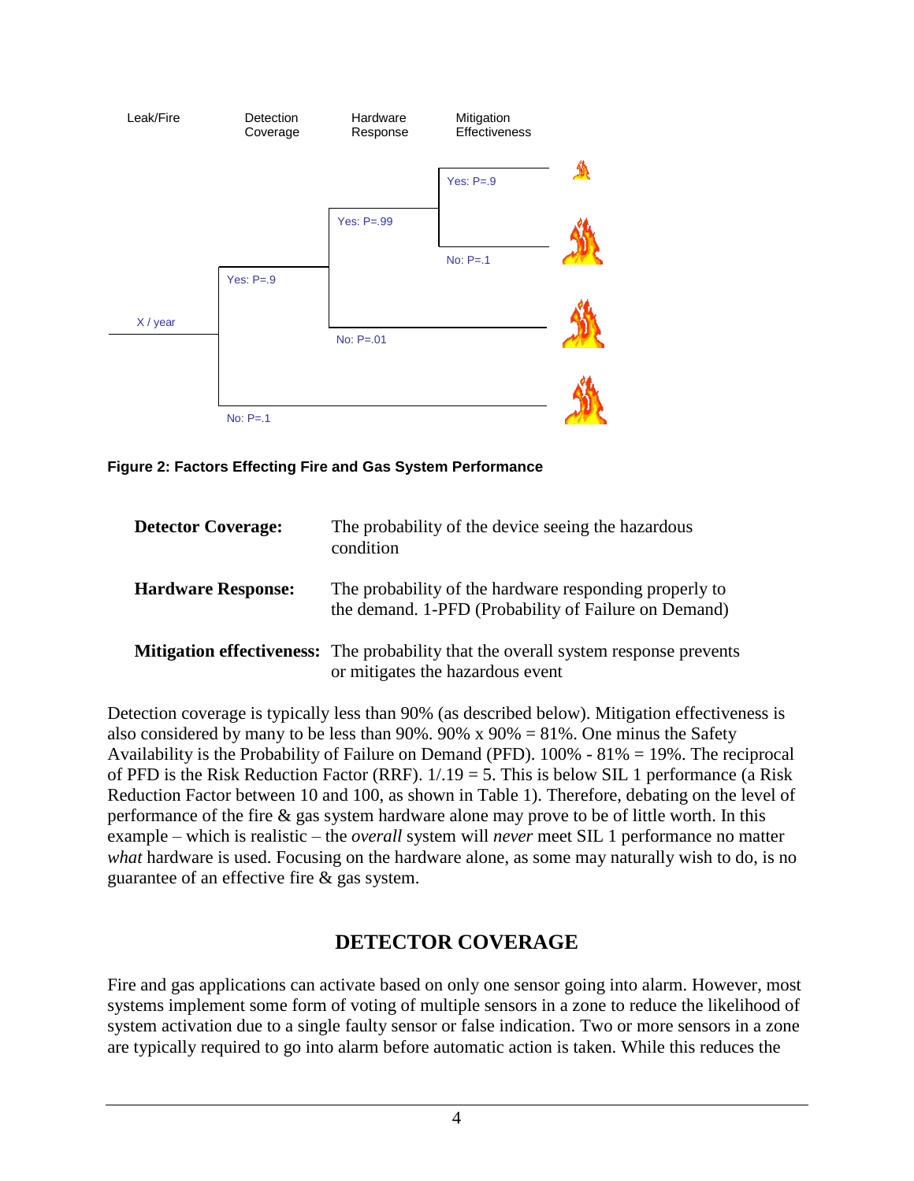Leak/Fire | Detection Coverage | Hardware Response | Mitigation Effectiveness

X / year

Yes: P=.9 | Yes: P=.99 | Yes: P=.9

No: P=.1

No: P=.01

No: P=.1

**Figure 2: Factors Effecting Fire and Gas System Performance**

| | |
|---|---|
| **Detector Coverage:** | The probability of the device seeing the hazardous condition |
| **Hardware Response:** | The probability of the hardware responding properly to the demand. 1-PFD (Probability of Failure on Demand) |
| **Mitigation effectiveness:** | The probability that the overall system response prevents or mitigates the hazardous event |

Detection coverage is typically less than 90% (as described below). Mitigation effectiveness is also considered by many to be less than 90%. 90% x 90% = 81%. One minus the Safety Availability is the Probability of Failure on Demand (PFD). 100% - 81% = 19%. The reciprocal of PFD is the Risk Reduction Factor (RRF). 1/.19 = 5. This is below SIL 1 performance (a Risk Reduction Factor between 10 and 100, as shown in Table 1). Therefore, debating on the level of performance of the fire & gas system hardware alone may prove to be of little worth. In this example – which is realistic – the *overall* system will *never* meet SIL 1 performance no matter *what* hardware is used. Focusing on the hardware alone, as some may naturally wish to do, is no guarantee of an effective fire & gas system.

## DETECTOR COVERAGE

Fire and gas applications can activate based on only one sensor going into alarm. However, most systems implement some form of voting of multiple sensors in a zone to reduce the likelihood of system activation due to a single faulty sensor or false indication. Two or more sensors in a zone are typically required to go into alarm before automatic action is taken. While this reduces the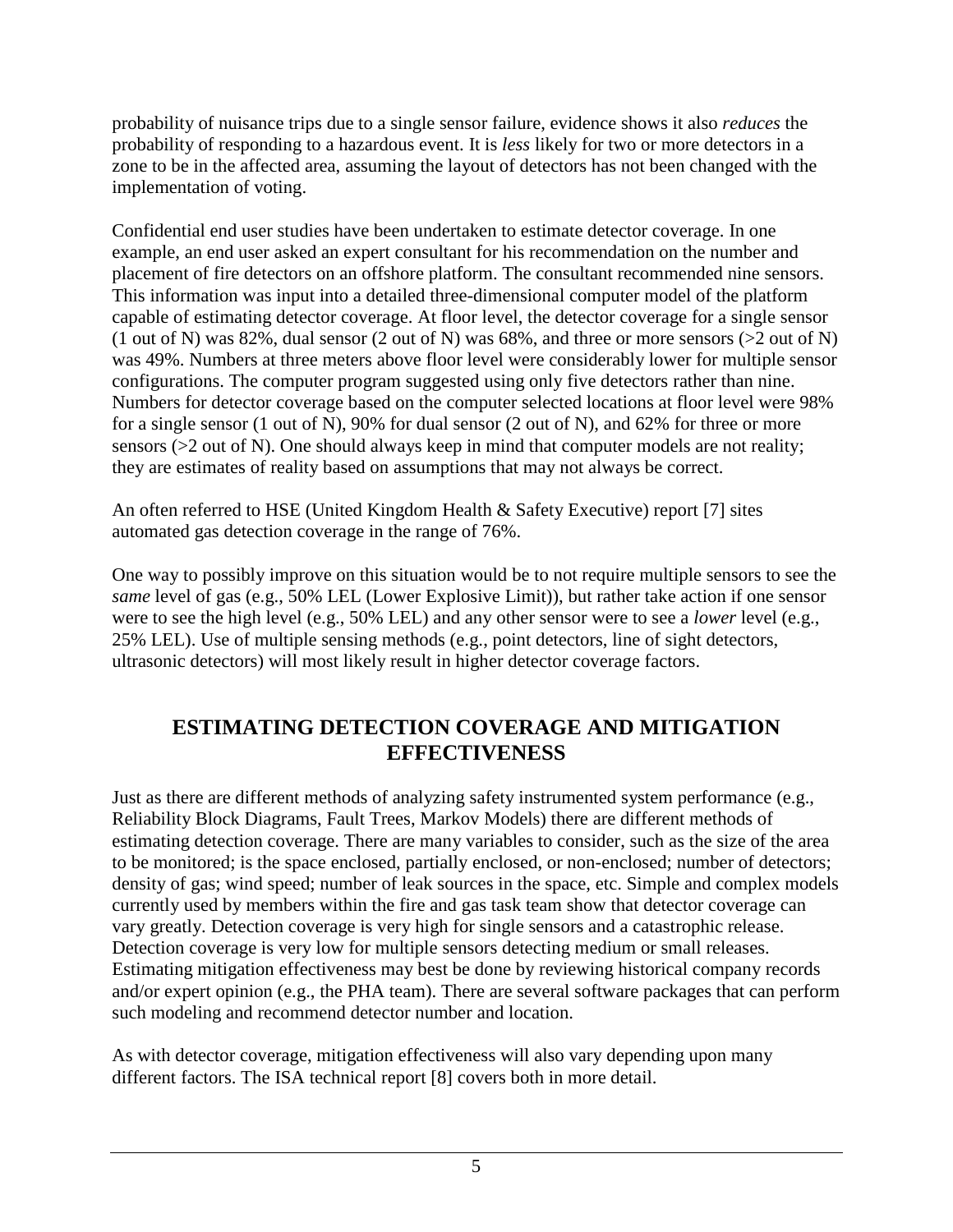probability of nuisance trips due to a single sensor failure, evidence shows it also *reduces* the probability of responding to a hazardous event. It is *less* likely for two or more detectors in a zone to be in the affected area, assuming the layout of detectors has not been changed with the implementation of voting.

Confidential end user studies have been undertaken to estimate detector coverage. In one example, an end user asked an expert consultant for his recommendation on the number and placement of fire detectors on an offshore platform. The consultant recommended nine sensors. This information was input into a detailed three-dimensional computer model of the platform capable of estimating detector coverage. At floor level, the detector coverage for a single sensor (1 out of N) was 82%, dual sensor (2 out of N) was 68%, and three or more sensors (>2 out of N) was 49%. Numbers at three meters above floor level were considerably lower for multiple sensor configurations. The computer program suggested using only five detectors rather than nine. Numbers for detector coverage based on the computer selected locations at floor level were 98% for a single sensor (1 out of N), 90% for dual sensor (2 out of N), and 62% for three or more sensors (>2 out of N). One should always keep in mind that computer models are not reality; they are estimates of reality based on assumptions that may not always be correct.

An often referred to HSE (United Kingdom Health & Safety Executive) report [7] sites automated gas detection coverage in the range of 76%.

One way to possibly improve on this situation would be to not require multiple sensors to see the *same* level of gas (e.g., 50% LEL (Lower Explosive Limit)), but rather take action if one sensor were to see the high level (e.g., 50% LEL) and any other sensor were to see a *lower* level (e.g., 25% LEL). Use of multiple sensing methods (e.g., point detectors, line of sight detectors, ultrasonic detectors) will most likely result in higher detector coverage factors.

## ESTIMATING DETECTION COVERAGE AND MITIGATION EFFECTIVENESS

Just as there are different methods of analyzing safety instrumented system performance (e.g., Reliability Block Diagrams, Fault Trees, Markov Models) there are different methods of estimating detection coverage. There are many variables to consider, such as the size of the area to be monitored; is the space enclosed, partially enclosed, or non-enclosed; number of detectors; density of gas; wind speed; number of leak sources in the space, etc. Simple and complex models currently used by members within the fire and gas task team show that detector coverage can vary greatly. Detection coverage is very high for single sensors and a catastrophic release. Detection coverage is very low for multiple sensors detecting medium or small releases. Estimating mitigation effectiveness may best be done by reviewing historical company records and/or expert opinion (e.g., the PHA team). There are several software packages that can perform such modeling and recommend detector number and location.

As with detector coverage, mitigation effectiveness will also vary depending upon many different factors. The ISA technical report [8] covers both in more detail.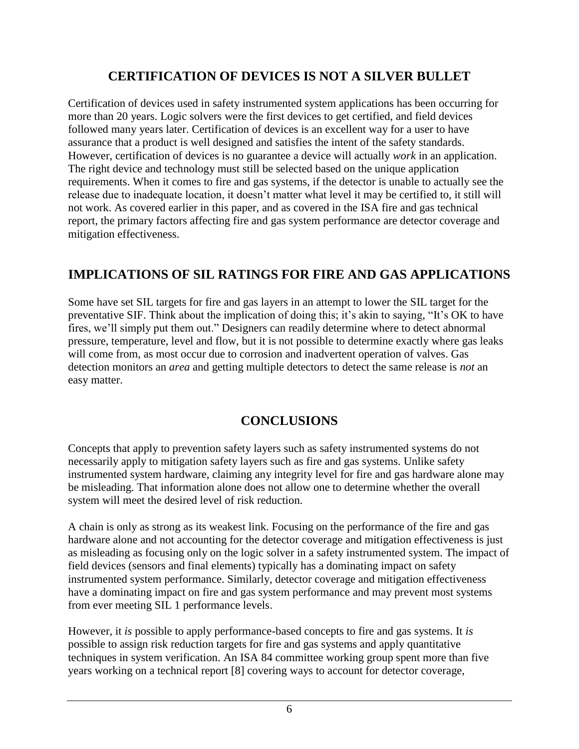## CERTIFICATION OF DEVICES IS NOT A SILVER BULLET

Certification of devices used in safety instrumented system applications has been occurring for more than 20 years. Logic solvers were the first devices to get certified, and field devices followed many years later. Certification of devices is an excellent way for a user to have assurance that a product is well designed and satisfies the intent of the safety standards. However, certification of devices is no guarantee a device will actually *work* in an application. The right device and technology must still be selected based on the unique application requirements. When it comes to fire and gas systems, if the detector is unable to actually see the release due to inadequate location, it doesn't matter what level it may be certified to, it still will not work. As covered earlier in this paper, and as covered in the ISA fire and gas technical report, the primary factors affecting fire and gas system performance are detector coverage and mitigation effectiveness.

## IMPLICATIONS OF SIL RATINGS FOR FIRE AND GAS APPLICATIONS

Some have set SIL targets for fire and gas layers in an attempt to lower the SIL target for the preventative SIF. Think about the implication of doing this; it's akin to saying, "It's OK to have fires, we'll simply put them out." Designers can readily determine where to detect abnormal pressure, temperature, level and flow, but it is not possible to determine exactly where gas leaks will come from, as most occur due to corrosion and inadvertent operation of valves. Gas detection monitors an *area* and getting multiple detectors to detect the same release is *not* an easy matter.

## CONCLUSIONS

Concepts that apply to prevention safety layers such as safety instrumented systems do not necessarily apply to mitigation safety layers such as fire and gas systems. Unlike safety instrumented system hardware, claiming any integrity level for fire and gas hardware alone may be misleading. That information alone does not allow one to determine whether the overall system will meet the desired level of risk reduction.

A chain is only as strong as its weakest link. Focusing on the performance of the fire and gas hardware alone and not accounting for the detector coverage and mitigation effectiveness is just as misleading as focusing only on the logic solver in a safety instrumented system. The impact of field devices (sensors and final elements) typically has a dominating impact on safety instrumented system performance. Similarly, detector coverage and mitigation effectiveness have a dominating impact on fire and gas system performance and may prevent most systems from ever meeting SIL 1 performance levels.

However, it *is* possible to apply performance-based concepts to fire and gas systems. It *is* possible to assign risk reduction targets for fire and gas systems and apply quantitative techniques in system verification. An ISA 84 committee working group spent more than five years working on a technical report [8] covering ways to account for detector coverage,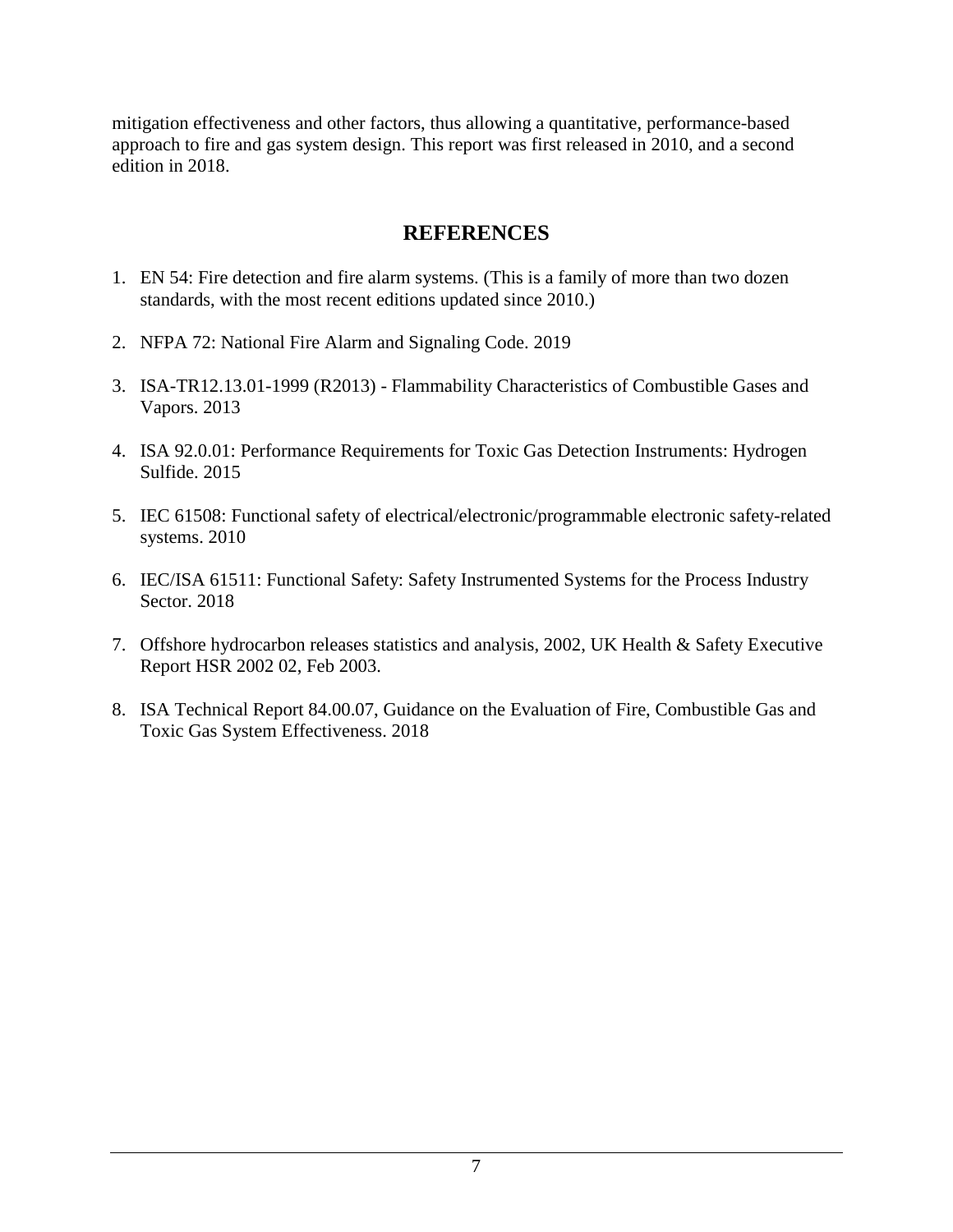mitigation effectiveness and other factors, thus allowing a quantitative, performance-based approach to fire and gas system design. This report was first released in 2010, and a second edition in 2018.

## REFERENCES

1. EN 54: Fire detection and fire alarm systems. (This is a family of more than two dozen standards, with the most recent editions updated since 2010.)

2. NFPA 72: National Fire Alarm and Signaling Code. 2019

3. ISA-TR12.13.01-1999 (R2013) - Flammability Characteristics of Combustible Gases and Vapors. 2013

4. ISA 92.0.01: Performance Requirements for Toxic Gas Detection Instruments: Hydrogen Sulfide. 2015

5. IEC 61508: Functional safety of electrical/electronic/programmable electronic safety-related systems. 2010

6. IEC/ISA 61511: Functional Safety: Safety Instrumented Systems for the Process Industry Sector. 2018

7. Offshore hydrocarbon releases statistics and analysis, 2002, UK Health & Safety Executive Report HSR 2002 02, Feb 2003.

8. ISA Technical Report 84.00.07, Guidance on the Evaluation of Fire, Combustible Gas and Toxic Gas System Effectiveness. 2018